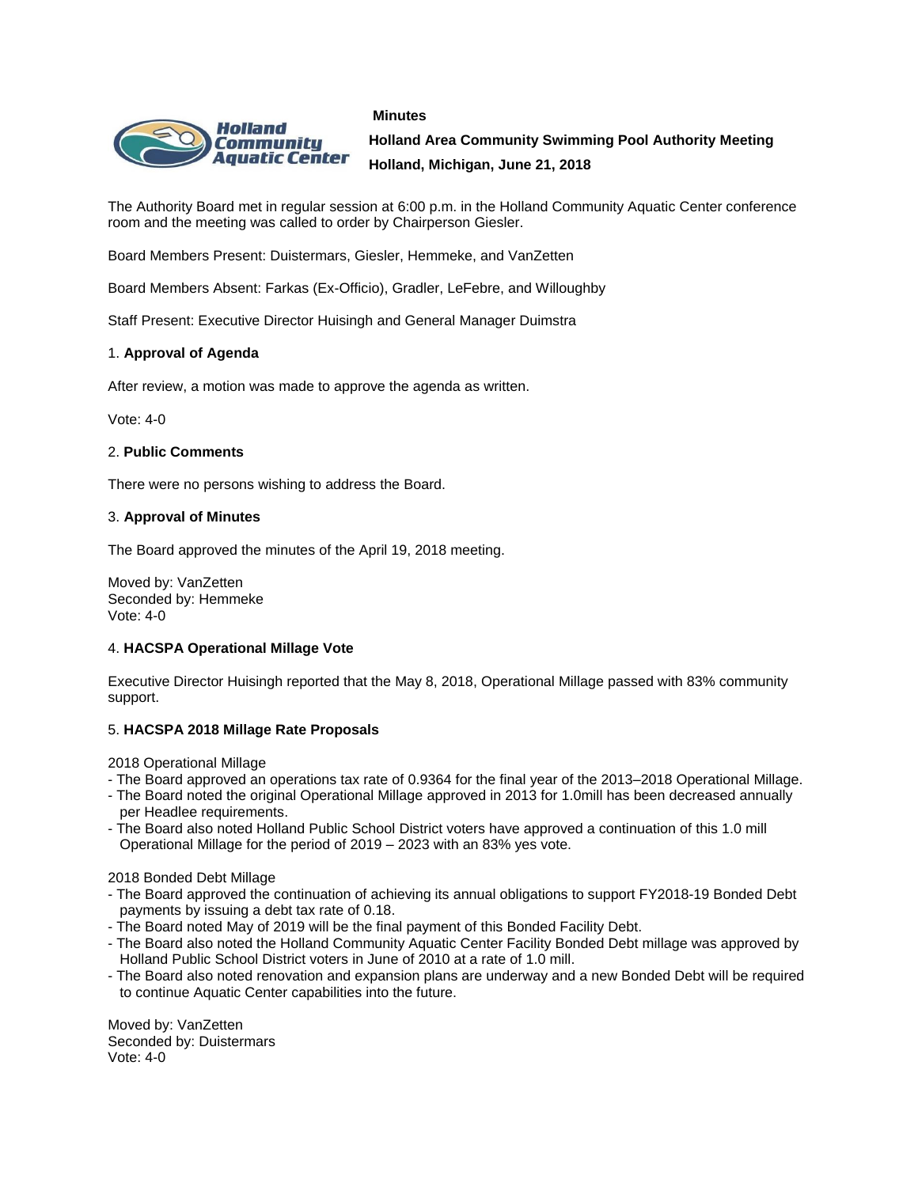**Minutes**

**Holland Area Community Swimming Pool Authority Meeting**

**Holland, Michigan, June 21, 2018**

The Authority Board met in regular session at 6:00 p.m. in the Holland Community Aquatic Center conference room and the meeting was called to order by Chairperson Giesler.

Board Members Present: Duistermars, Giesler, Hemmeke, and VanZetten

Board Members Absent: Farkas (Ex-Officio), Gradler, LeFebre, and Willoughby

Staff Present: Executive Director Huisingh and General Manager Duimstra

1. **Approval of Agenda**

After review, a motion was made to approve the agenda as written.

Vote: 4-0

2. **Public Comments**

There were no persons wishing to address the Board.

3. **Approval of Minutes**

The Board approved the minutes of the April 19, 2018 meeting.

Moved by: VanZetten
Seconded by: Hemmeke
Vote: 4-0

4. **HACSPA Operational Millage Vote**

Executive Director Huisingh reported that the May 8, 2018, Operational Millage passed with 83% community support.

5. **HACSPA 2018 Millage Rate Proposals**

2018 Operational Millage

- The Board approved an operations tax rate of 0.9364 for the final year of the 2013–2018 Operational Millage.
- The Board noted the original Operational Millage approved in 2013 for 1.0mill has been decreased annually per Headlee requirements.
- The Board also noted Holland Public School District voters have approved a continuation of this 1.0 mill Operational Millage for the period of 2019 – 2023 with an 83% yes vote.

2018 Bonded Debt Millage

- The Board approved the continuation of achieving its annual obligations to support FY2018-19 Bonded Debt payments by issuing a debt tax rate of 0.18.
- The Board noted May of 2019 will be the final payment of this Bonded Facility Debt.
- The Board also noted the Holland Community Aquatic Center Facility Bonded Debt millage was approved by Holland Public School District voters in June of 2010 at a rate of 1.0 mill.
- The Board also noted renovation and expansion plans are underway and a new Bonded Debt will be required to continue Aquatic Center capabilities into the future.

Moved by: VanZetten
Seconded by: Duistermars
Vote: 4-0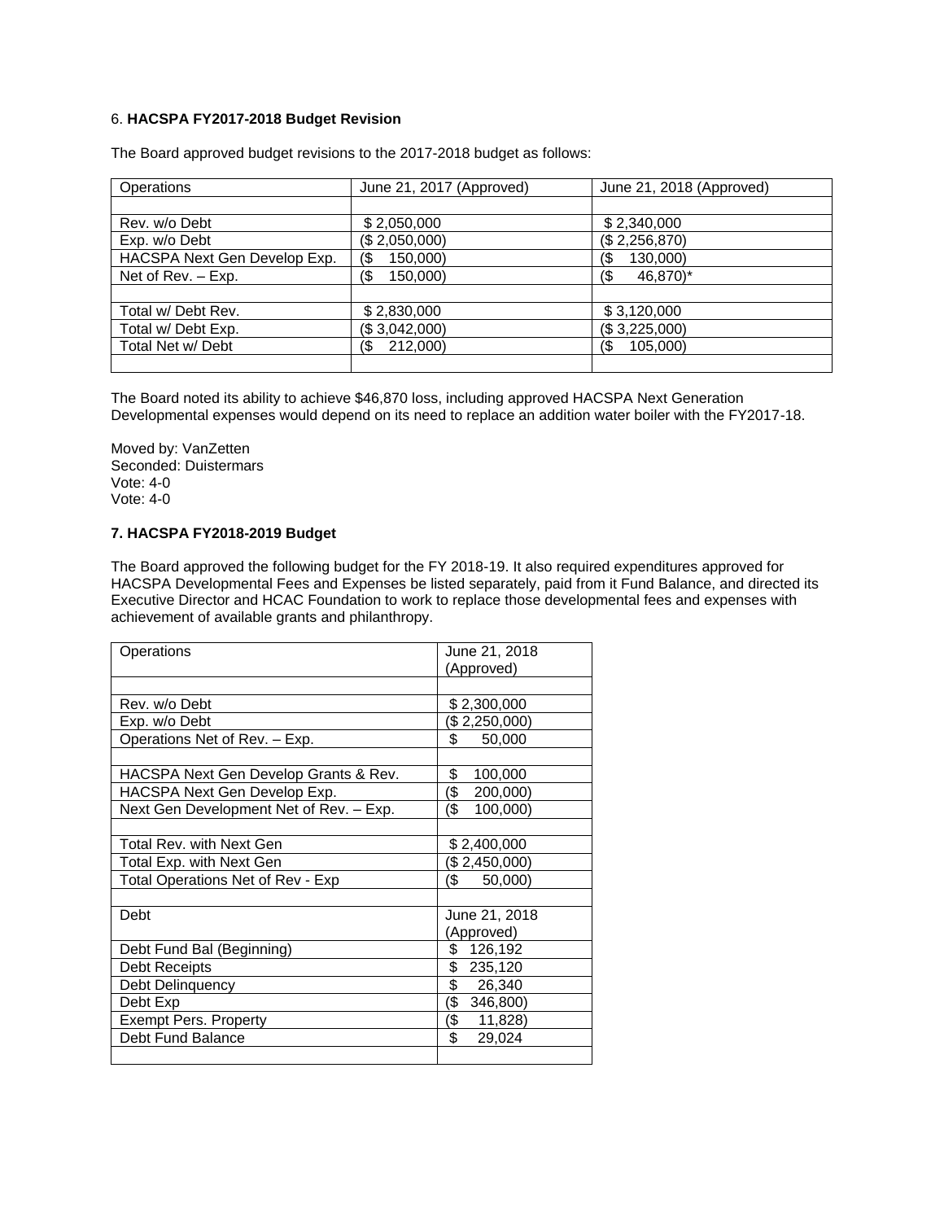6. **HACSPA FY2017-2018 Budget Revision**

The Board approved budget revisions to the 2017-2018 budget as follows:

| Operations | June 21, 2017 (Approved) | June 21, 2018 (Approved) |
|---|---|---|
| | | |
| Rev. w/o Debt | $ 2,050,000 | $ 2,340,000 |
| Exp. w/o Debt | ($ 2,050,000) | ($ 2,256,870) |
| HACSPA Next Gen Develop Exp. | ($ 150,000) | ($ 130,000) |
| Net of Rev. – Exp. | ($ 150,000) | ($ 46,870)* |
| | | |
| Total w/ Debt Rev. | $ 2,830,000 | $ 3,120,000 |
| Total w/ Debt Exp. | ($ 3,042,000) | ($ 3,225,000) |
| Total Net w/ Debt | ($ 212,000) | ($ 105,000) |
| | | |

The Board noted its ability to achieve $46,870 loss, including approved HACSPA Next Generation Developmental expenses would depend on its need to replace an addition water boiler with the FY2017-18.

Moved by: VanZetten
Seconded: Duistermars
Vote: 4-0
Vote: 4-0

**7. HACSPA FY2018-2019 Budget**

The Board approved the following budget for the FY 2018-19. It also required expenditures approved for HACSPA Developmental Fees and Expenses be listed separately, paid from it Fund Balance, and directed its Executive Director and HCAC Foundation to work to replace those developmental fees and expenses with achievement of available grants and philanthropy.

| Operations | June 21, 2018 (Approved) |
|---|---|
| | |
| Rev. w/o Debt | $ 2,300,000 |
| Exp. w/o Debt | ($ 2,250,000) |
| Operations Net of Rev. – Exp. | $ 50,000 |
| | |
| HACSPA Next Gen Develop Grants & Rev. | $ 100,000 |
| HACSPA Next Gen Develop Exp. | ($ 200,000) |
| Next Gen Development Net of Rev. – Exp. | ($ 100,000) |
| | |
| Total Rev. with Next Gen | $ 2,400,000 |
| Total Exp. with Next Gen | ($ 2,450,000) |
| Total Operations Net of Rev - Exp | ($ 50,000) |
| | |
| Debt | June 21, 2018 (Approved) |
| Debt Fund Bal (Beginning) | $ 126,192 |
| Debt Receipts | $ 235,120 |
| Debt Delinquency | $ 26,340 |
| Debt Exp | ($ 346,800) |
| Exempt Pers. Property | ($ 11,828) |
| Debt Fund Balance | $ 29,024 |
| | |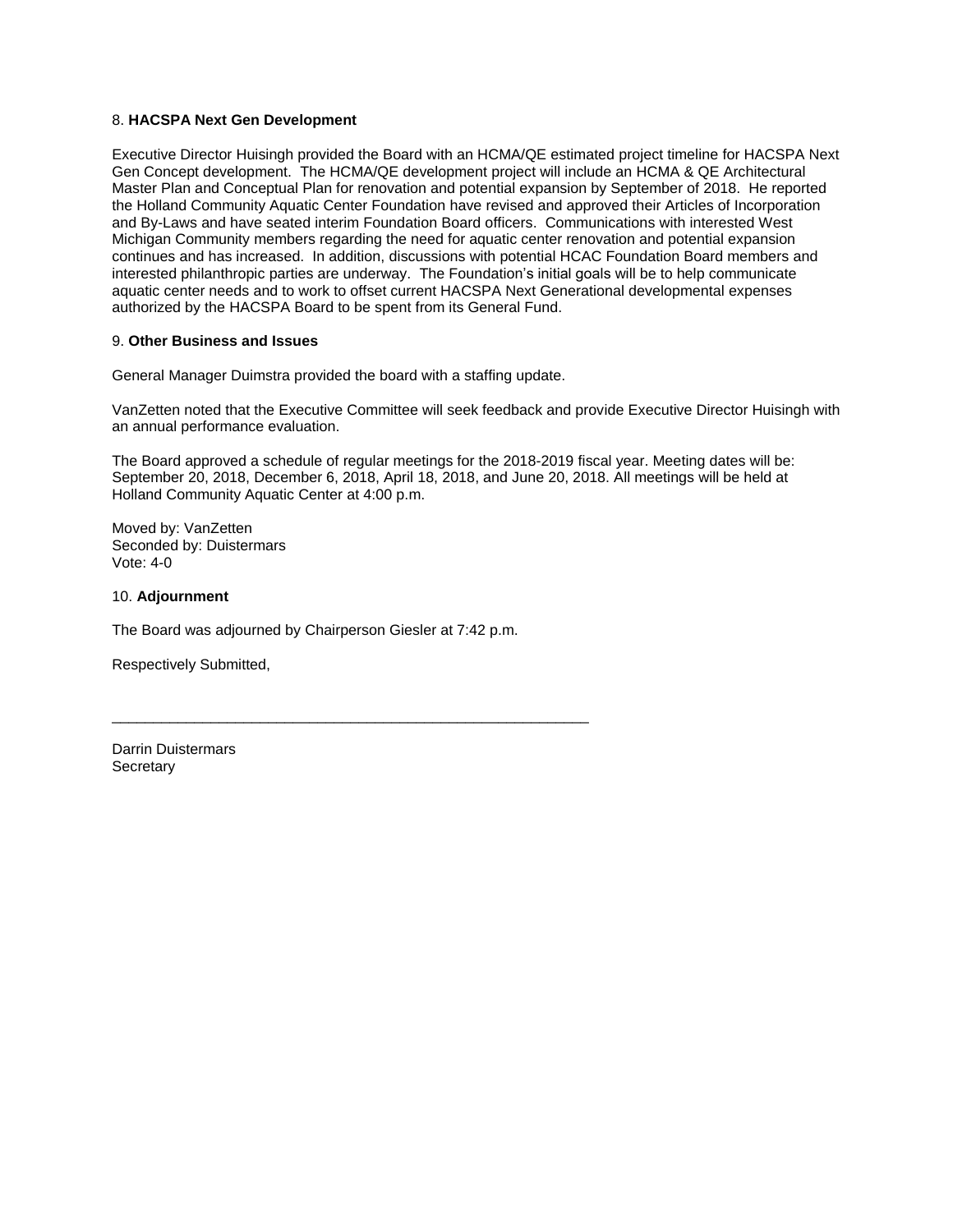8. **HACSPA Next Gen Development**

Executive Director Huisingh provided the Board with an HCMA/QE estimated project timeline for HACSPA Next Gen Concept development. The HCMA/QE development project will include an HCMA & QE Architectural Master Plan and Conceptual Plan for renovation and potential expansion by September of 2018. He reported the Holland Community Aquatic Center Foundation have revised and approved their Articles of Incorporation and By-Laws and have seated interim Foundation Board officers. Communications with interested West Michigan Community members regarding the need for aquatic center renovation and potential expansion continues and has increased. In addition, discussions with potential HCAC Foundation Board members and interested philanthropic parties are underway. The Foundation's initial goals will be to help communicate aquatic center needs and to work to offset current HACSPA Next Generational developmental expenses authorized by the HACSPA Board to be spent from its General Fund.

9. **Other Business and Issues**

General Manager Duimstra provided the board with a staffing update.

VanZetten noted that the Executive Committee will seek feedback and provide Executive Director Huisingh with an annual performance evaluation.

The Board approved a schedule of regular meetings for the 2018-2019 fiscal year. Meeting dates will be: September 20, 2018, December 6, 2018, April 18, 2018, and June 20, 2018. All meetings will be held at Holland Community Aquatic Center at 4:00 p.m.

Moved by: VanZetten
Seconded by: Duistermars
Vote: 4-0

10. **Adjournment**

The Board was adjourned by Chairperson Giesler at 7:42 p.m.

Respectively Submitted,

\_\_\_\_\_\_\_\_\_\_\_\_\_\_\_\_\_\_\_\_\_\_\_\_\_\_\_\_\_\_\_\_\_\_\_\_\_\_\_\_\_\_\_\_\_\_\_\_\_\_\_\_\_\_\_\_

Darrin Duistermars
Secretary